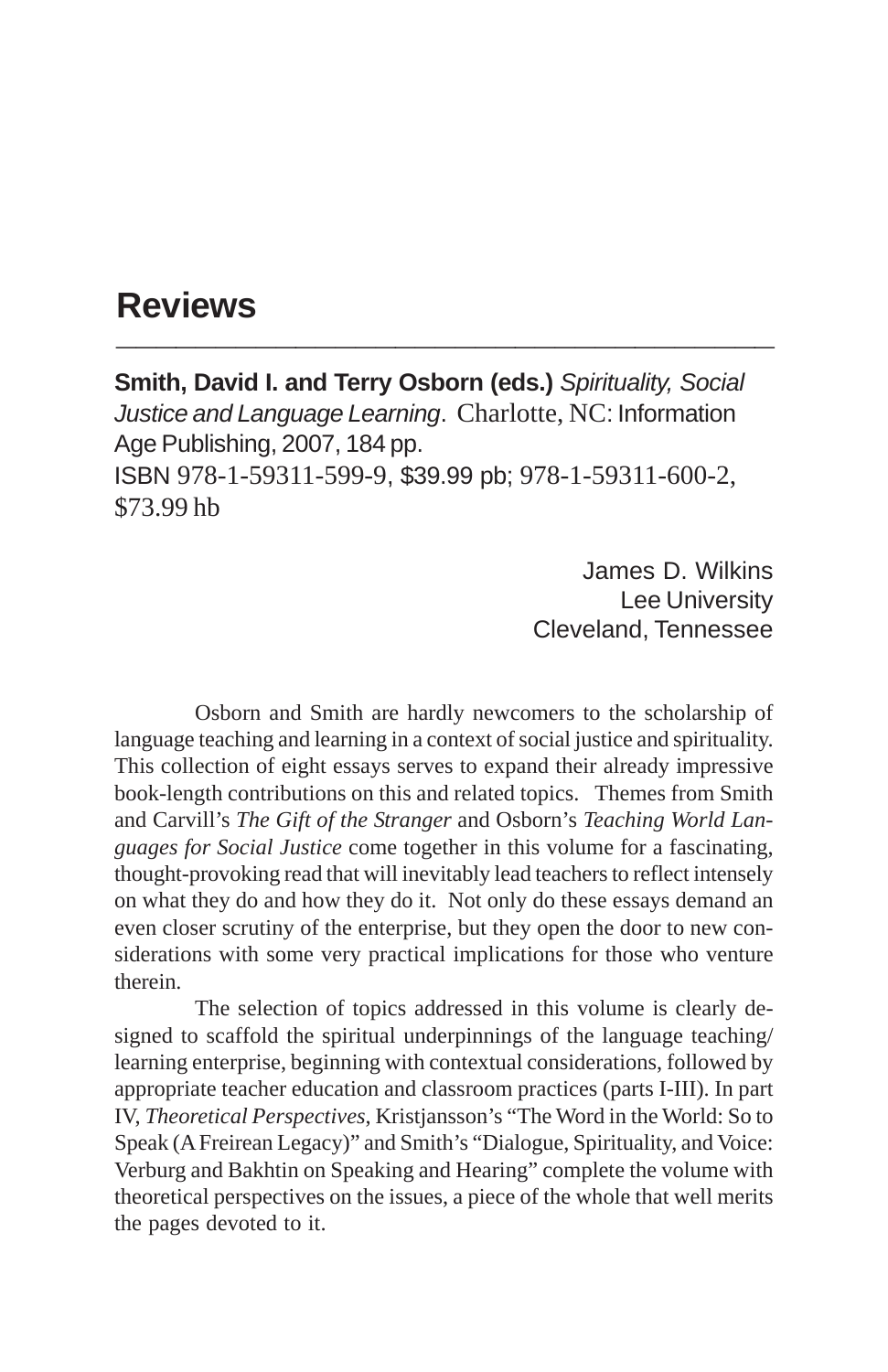# Reviews

**Smith, David I. and Terry Osborn (eds.)** *Spirituality, Social Justice and Language Learning*. Charlotte, NC: Information Age Publishing, 2007, 184 pp.
ISBN 978-1-59311-599-9, $39.99 pb; 978-1-59311-600-2, $73.99 hb

James D. Wilkins
Lee University
Cleveland, Tennessee

Osborn and Smith are hardly newcomers to the scholarship of language teaching and learning in a context of social justice and spirituality. This collection of eight essays serves to expand their already impressive book-length contributions on this and related topics. Themes from Smith and Carvill's *The Gift of the Stranger* and Osborn's *Teaching World Languages for Social Justice* come together in this volume for a fascinating, thought-provoking read that will inevitably lead teachers to reflect intensely on what they do and how they do it. Not only do these essays demand an even closer scrutiny of the enterprise, but they open the door to new considerations with some very practical implications for those who venture therein.

The selection of topics addressed in this volume is clearly designed to scaffold the spiritual underpinnings of the language teaching/learning enterprise, beginning with contextual considerations, followed by appropriate teacher education and classroom practices (parts I-III). In part IV, *Theoretical Perspectives*, Kristjansson's "The Word in the World: So to Speak (A Freirean Legacy)" and Smith's "Dialogue, Spirituality, and Voice: Verburg and Bakhtin on Speaking and Hearing" complete the volume with theoretical perspectives on the issues, a piece of the whole that well merits the pages devoted to it.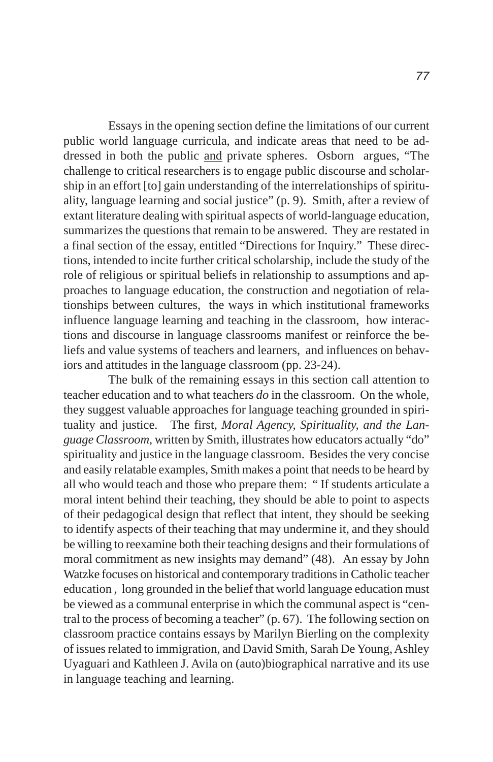Essays in the opening section define the limitations of our current public world language curricula, and indicate areas that need to be addressed in both the public <u>and</u> private spheres. Osborn argues, "The challenge to critical researchers is to engage public discourse and scholarship in an effort [to] gain understanding of the interrelationships of spirituality, language learning and social justice" (p. 9). Smith, after a review of extant literature dealing with spiritual aspects of world-language education, summarizes the questions that remain to be answered. They are restated in a final section of the essay, entitled "Directions for Inquiry." These directions, intended to incite further critical scholarship, include the study of the role of religious or spiritual beliefs in relationship to assumptions and approaches to language education, the construction and negotiation of relationships between cultures, the ways in which institutional frameworks influence language learning and teaching in the classroom, how interactions and discourse in language classrooms manifest or reinforce the beliefs and value systems of teachers and learners, and influences on behaviors and attitudes in the language classroom (pp. 23-24).

The bulk of the remaining essays in this section call attention to teacher education and to what teachers *do* in the classroom. On the whole, they suggest valuable approaches for language teaching grounded in spirituality and justice. The first, *Moral Agency, Spirituality, and the Language Classroom*, written by Smith, illustrates how educators actually "do" spirituality and justice in the language classroom. Besides the very concise and easily relatable examples, Smith makes a point that needs to be heard by all who would teach and those who prepare them: " If students articulate a moral intent behind their teaching, they should be able to point to aspects of their pedagogical design that reflect that intent, they should be seeking to identify aspects of their teaching that may undermine it, and they should be willing to reexamine both their teaching designs and their formulations of moral commitment as new insights may demand" (48). An essay by John Watzke focuses on historical and contemporary traditions in Catholic teacher education , long grounded in the belief that world language education must be viewed as a communal enterprise in which the communal aspect is "central to the process of becoming a teacher" (p. 67). The following section on classroom practice contains essays by Marilyn Bierling on the complexity of issues related to immigration, and David Smith, Sarah De Young, Ashley Uyaguari and Kathleen J. Avila on (auto)biographical narrative and its use in language teaching and learning.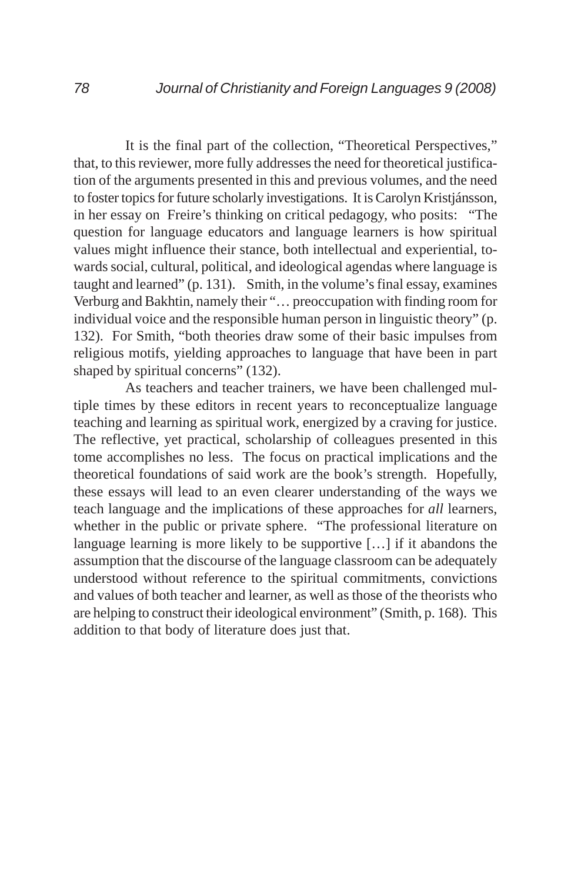It is the final part of the collection, "Theoretical Perspectives," that, to this reviewer, more fully addresses the need for theoretical justification of the arguments presented in this and previous volumes, and the need to foster topics for future scholarly investigations. It is Carolyn Kristjánsson, in her essay on Freire's thinking on critical pedagogy, who posits: "The question for language educators and language learners is how spiritual values might influence their stance, both intellectual and experiential, towards social, cultural, political, and ideological agendas where language is taught and learned" (p. 131). Smith, in the volume's final essay, examines Verburg and Bakhtin, namely their "… preoccupation with finding room for individual voice and the responsible human person in linguistic theory" (p. 132). For Smith, "both theories draw some of their basic impulses from religious motifs, yielding approaches to language that have been in part shaped by spiritual concerns" (132).

As teachers and teacher trainers, we have been challenged multiple times by these editors in recent years to reconceptualize language teaching and learning as spiritual work, energized by a craving for justice. The reflective, yet practical, scholarship of colleagues presented in this tome accomplishes no less. The focus on practical implications and the theoretical foundations of said work are the book's strength. Hopefully, these essays will lead to an even clearer understanding of the ways we teach language and the implications of these approaches for *all* learners, whether in the public or private sphere. "The professional literature on language learning is more likely to be supportive […] if it abandons the assumption that the discourse of the language classroom can be adequately understood without reference to the spiritual commitments, convictions and values of both teacher and learner, as well as those of the theorists who are helping to construct their ideological environment" (Smith, p. 168). This addition to that body of literature does just that.